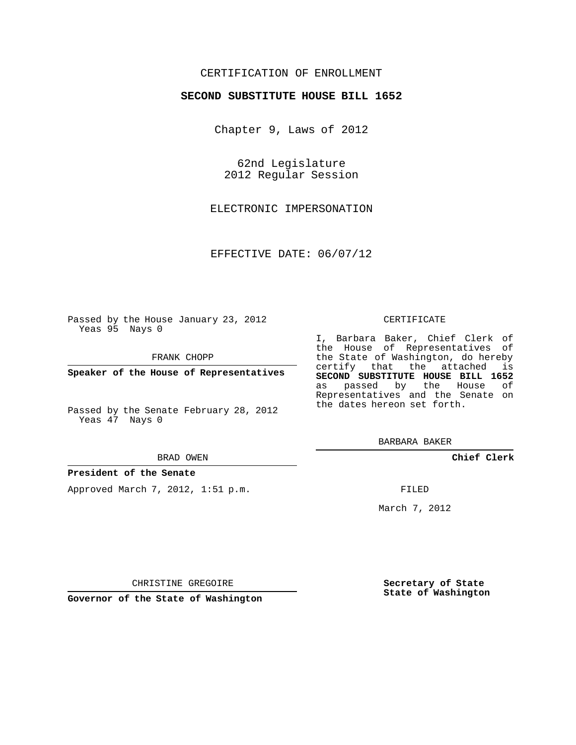CERTIFICATION OF ENROLLMENT

**SECOND SUBSTITUTE HOUSE BILL 1652**

Chapter 9, Laws of 2012

62nd Legislature
2012 Regular Session

ELECTRONIC IMPERSONATION

EFFECTIVE DATE: 06/07/12

Passed by the House January 23, 2012
Yeas 95 Nays 0

FRANK CHOPP

**Speaker of the House of Representatives**

Passed by the Senate February 28, 2012
Yeas 47 Nays 0

BRAD OWEN

**President of the Senate**

Approved March 7, 2012, 1:51 p.m.

CHRISTINE GREGOIRE

**Governor of the State of Washington**

CERTIFICATE

I, Barbara Baker, Chief Clerk of the House of Representatives of the State of Washington, do hereby certify that the attached is **SECOND SUBSTITUTE HOUSE BILL 1652** as passed by the House of Representatives and the Senate on the dates hereon set forth.

BARBARA BAKER

**Chief Clerk**

FILED

March 7, 2012

**Secretary of State**
**State of Washington**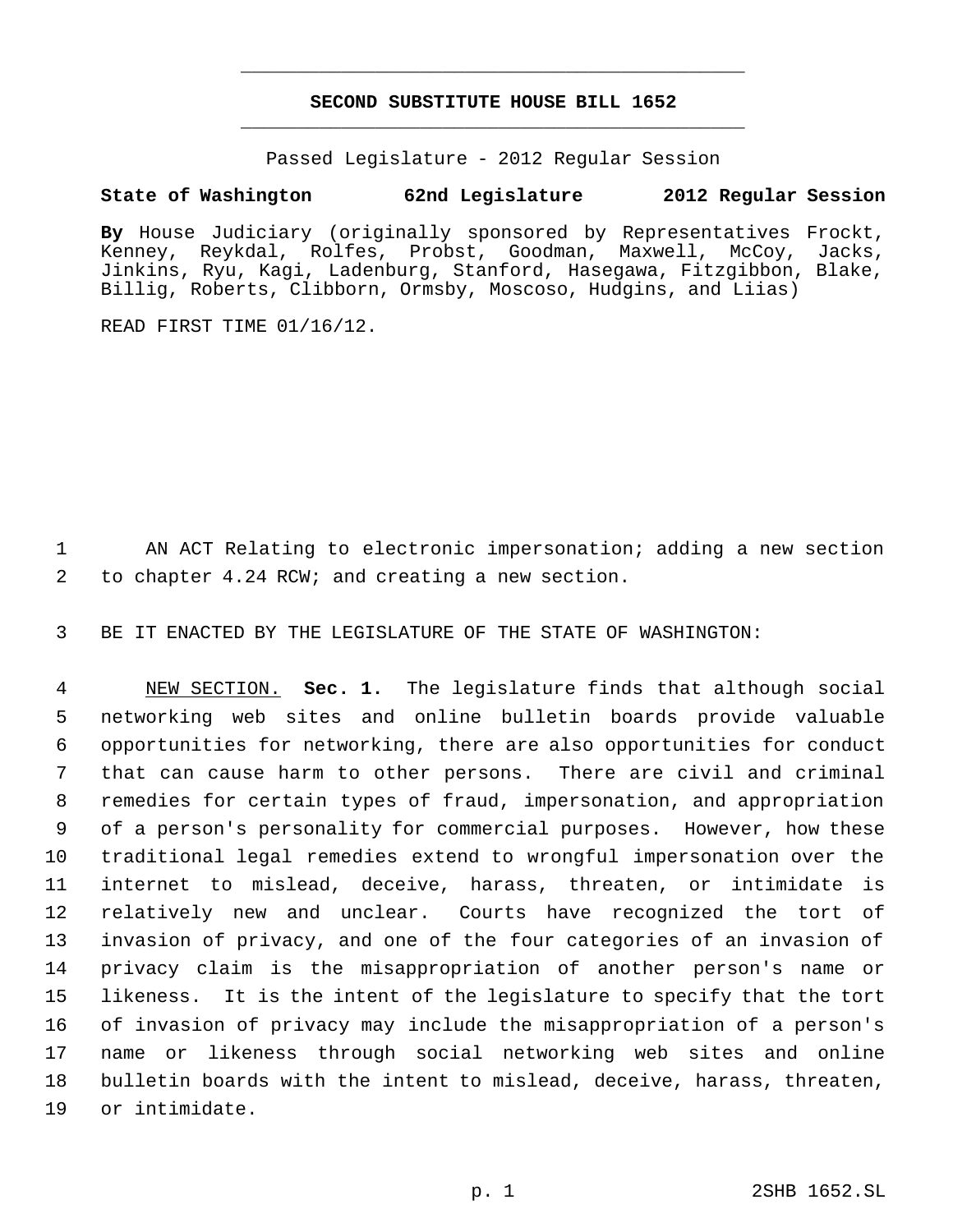# SECOND SUBSTITUTE HOUSE BILL 1652

Passed Legislature - 2012 Regular Session

**State of Washington 62nd Legislature 2012 Regular Session**

**By** House Judiciary (originally sponsored by Representatives Frockt, Kenney, Reykdal, Rolfes, Probst, Goodman, Maxwell, McCoy, Jacks, Jinkins, Ryu, Kagi, Ladenburg, Stanford, Hasegawa, Fitzgibbon, Blake, Billig, Roberts, Clibborn, Ormsby, Moscoso, Hudgins, and Liias)

READ FIRST TIME 01/16/12.

AN ACT Relating to electronic impersonation; adding a new section to chapter 4.24 RCW; and creating a new section.

BE IT ENACTED BY THE LEGISLATURE OF THE STATE OF WASHINGTON:

NEW SECTION. **Sec. 1.** The legislature finds that although social networking web sites and online bulletin boards provide valuable opportunities for networking, there are also opportunities for conduct that can cause harm to other persons. There are civil and criminal remedies for certain types of fraud, impersonation, and appropriation of a person's personality for commercial purposes. However, how these traditional legal remedies extend to wrongful impersonation over the internet to mislead, deceive, harass, threaten, or intimidate is relatively new and unclear. Courts have recognized the tort of invasion of privacy, and one of the four categories of an invasion of privacy claim is the misappropriation of another person's name or likeness. It is the intent of the legislature to specify that the tort of invasion of privacy may include the misappropriation of a person's name or likeness through social networking web sites and online bulletin boards with the intent to mislead, deceive, harass, threaten, or intimidate.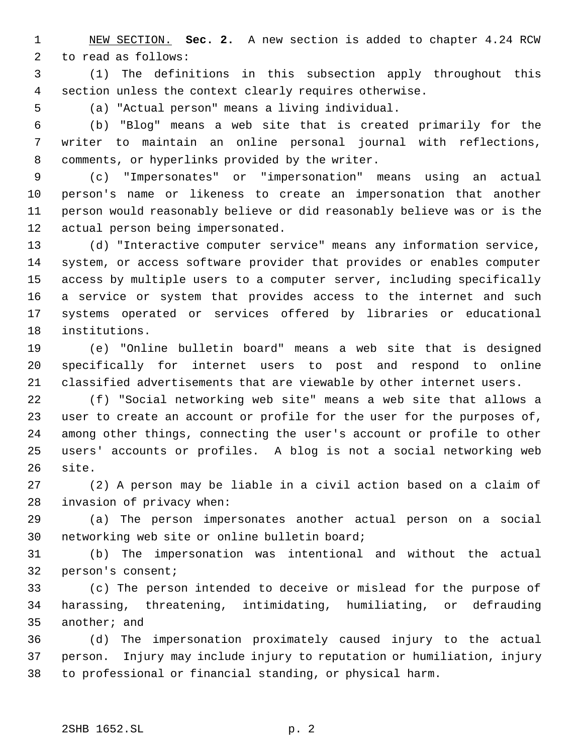NEW SECTION. **Sec. 2.** A new section is added to chapter 4.24 RCW to read as follows:

(1) The definitions in this subsection apply throughout this section unless the context clearly requires otherwise.

(a) "Actual person" means a living individual.

(b) "Blog" means a web site that is created primarily for the writer to maintain an online personal journal with reflections, comments, or hyperlinks provided by the writer.

(c) "Impersonates" or "impersonation" means using an actual person's name or likeness to create an impersonation that another person would reasonably believe or did reasonably believe was or is the actual person being impersonated.

(d) "Interactive computer service" means any information service, system, or access software provider that provides or enables computer access by multiple users to a computer server, including specifically a service or system that provides access to the internet and such systems operated or services offered by libraries or educational institutions.

(e) "Online bulletin board" means a web site that is designed specifically for internet users to post and respond to online classified advertisements that are viewable by other internet users.

(f) "Social networking web site" means a web site that allows a user to create an account or profile for the user for the purposes of, among other things, connecting the user's account or profile to other users' accounts or profiles. A blog is not a social networking web site.

(2) A person may be liable in a civil action based on a claim of invasion of privacy when:

(a) The person impersonates another actual person on a social networking web site or online bulletin board;

(b) The impersonation was intentional and without the actual person's consent;

(c) The person intended to deceive or mislead for the purpose of harassing, threatening, intimidating, humiliating, or defrauding another; and

(d) The impersonation proximately caused injury to the actual person. Injury may include injury to reputation or humiliation, injury to professional or financial standing, or physical harm.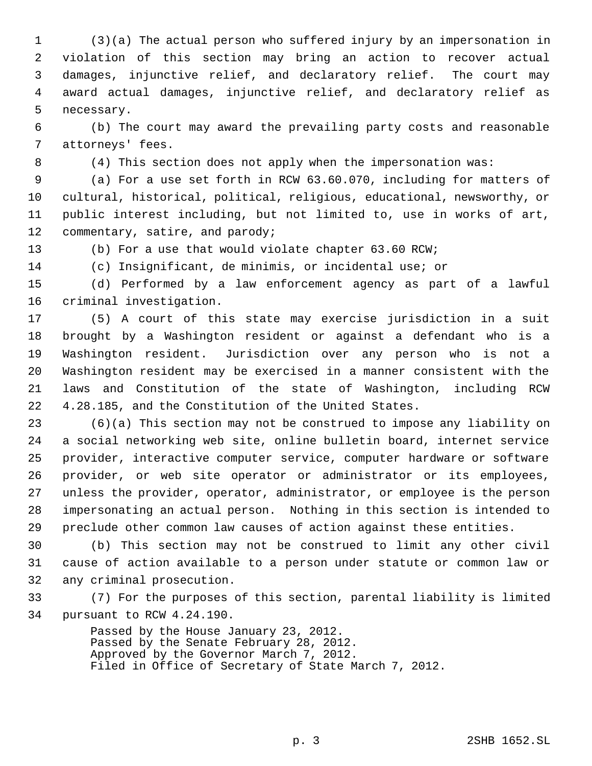(3)(a) The actual person who suffered injury by an impersonation in violation of this section may bring an action to recover actual damages, injunctive relief, and declaratory relief. The court may award actual damages, injunctive relief, and declaratory relief as necessary.

(b) The court may award the prevailing party costs and reasonable attorneys' fees.

(4) This section does not apply when the impersonation was:

(a) For a use set forth in RCW 63.60.070, including for matters of cultural, historical, political, religious, educational, newsworthy, or public interest including, but not limited to, use in works of art, commentary, satire, and parody;

(b) For a use that would violate chapter 63.60 RCW;

(c) Insignificant, de minimis, or incidental use; or

(d) Performed by a law enforcement agency as part of a lawful criminal investigation.

(5) A court of this state may exercise jurisdiction in a suit brought by a Washington resident or against a defendant who is a Washington resident. Jurisdiction over any person who is not a Washington resident may be exercised in a manner consistent with the laws and Constitution of the state of Washington, including RCW 4.28.185, and the Constitution of the United States.

(6)(a) This section may not be construed to impose any liability on a social networking web site, online bulletin board, internet service provider, interactive computer service, computer hardware or software provider, or web site operator or administrator or its employees, unless the provider, operator, administrator, or employee is the person impersonating an actual person. Nothing in this section is intended to preclude other common law causes of action against these entities.

(b) This section may not be construed to limit any other civil cause of action available to a person under statute or common law or any criminal prosecution.

(7) For the purposes of this section, parental liability is limited pursuant to RCW 4.24.190.

Passed by the House January 23, 2012.
Passed by the Senate February 28, 2012.
Approved by the Governor March 7, 2012.
Filed in Office of Secretary of State March 7, 2012.